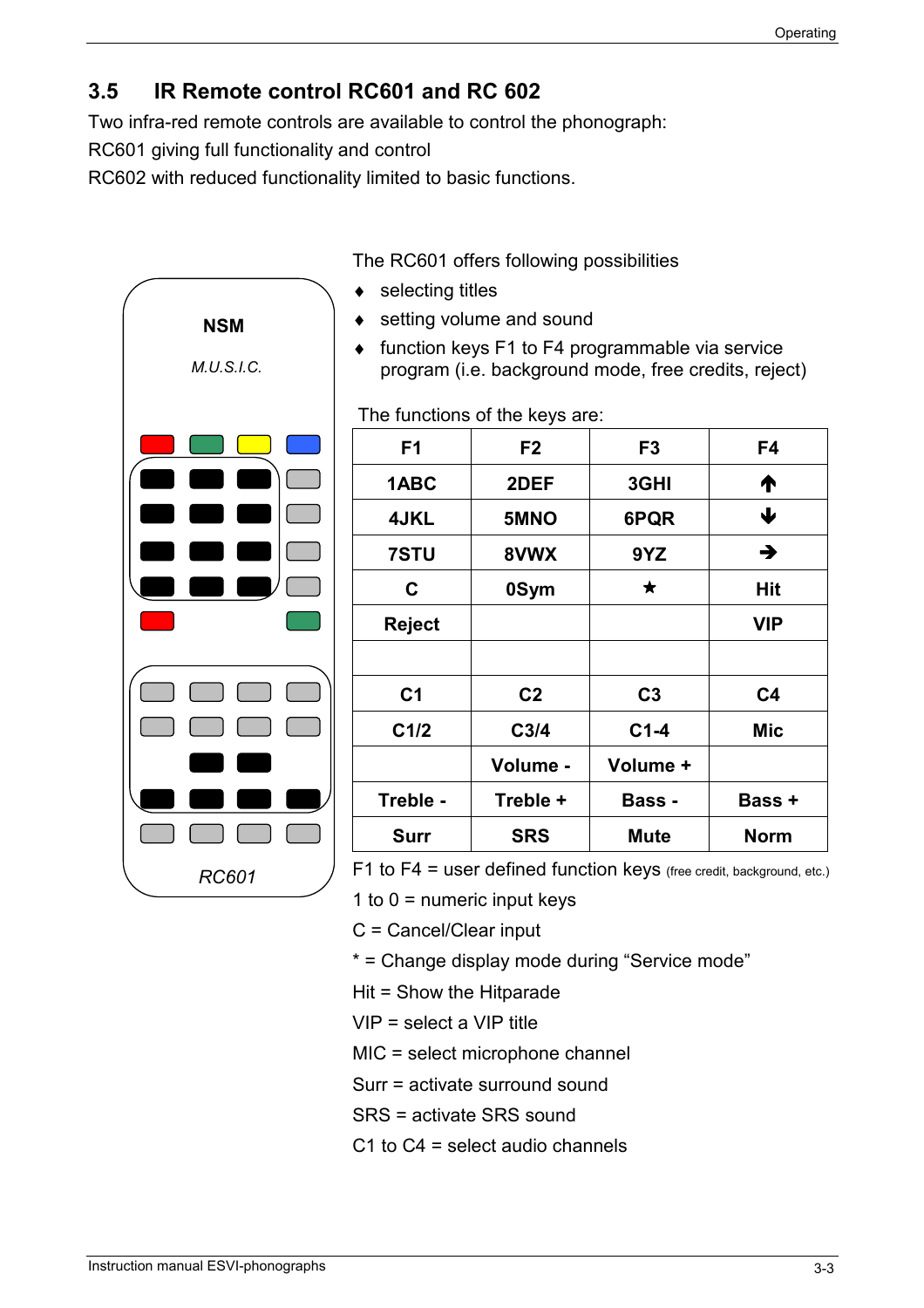## 3.5 IR Remote control RC601 and RC 602

Two infra-red remote controls are available to control the phonograph:

RC601 giving full functionality and control

RC602 with reduced functionality limited to basic functions.

NSM

*M.U.S.I.C.*

*RC601*

The RC601 offers following possibilities

- selecting titles
- setting volume and sound
- function keys F1 to F4 programmable via service program (i.e. background mode, free credits, reject)

The functions of the keys are:

| F1 | F2 | F3 | F4 |
|---|---|---|---|
| 1ABC | 2DEF | 3GHI | ↑ |
| 4JKL | 5MNO | 6PQR | ↓ |
| 7STU | 8VWX | 9YZ | → |
| C | 0Sym | ★ | Hit |
| Reject | | | VIP |
| | | | |
| C1 | C2 | C3 | C4 |
| C1/2 | C3/4 | C1-4 | Mic |
| | Volume - | Volume + | |
| Treble - | Treble + | Bass - | Bass + |
| Surr | SRS | Mute | Norm |

F1 to F4 = user defined function keys (free credit, background, etc.)

1 to 0 = numeric input keys

C = Cancel/Clear input

* = Change display mode during “Service mode”

Hit = Show the Hitparade

VIP = select a VIP title

MIC = select microphone channel

Surr = activate surround sound

SRS = activate SRS sound

C1 to C4 = select audio channels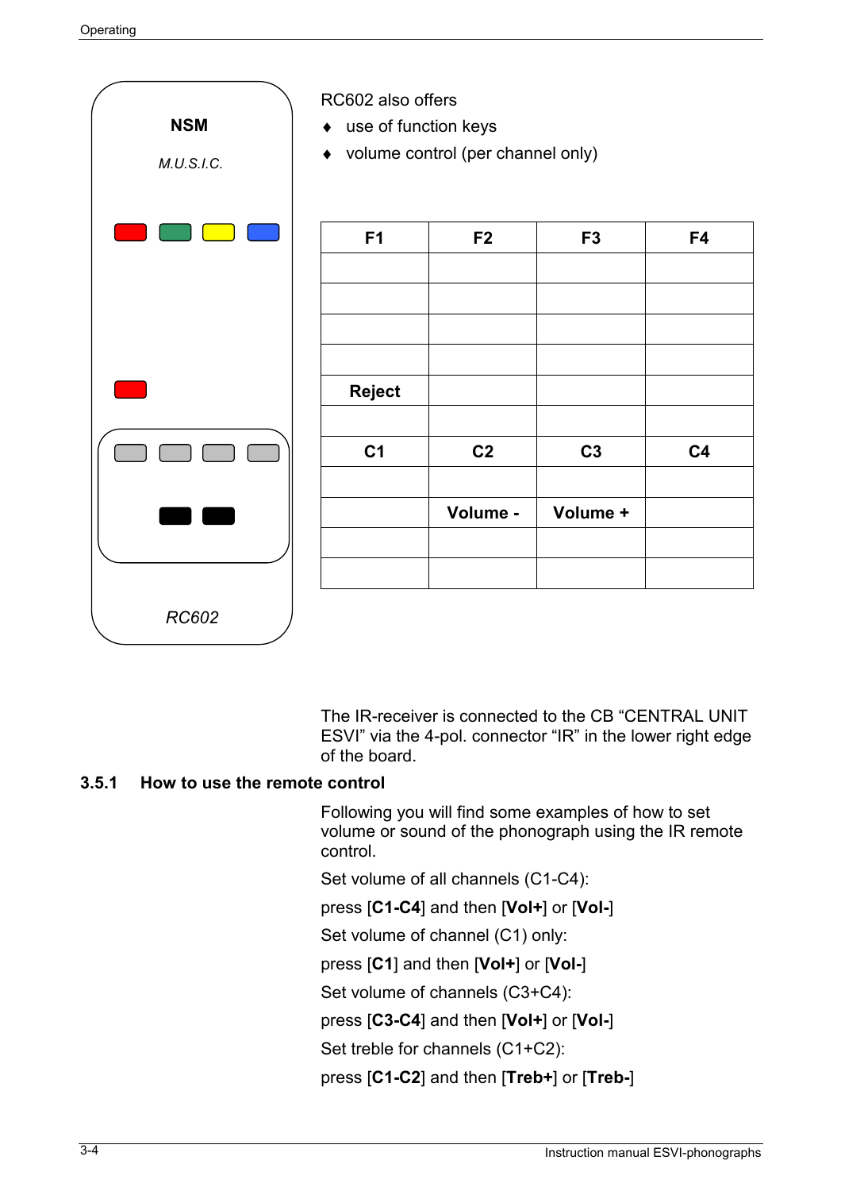NSM

*M.U.S.I.C.*

*RC602*

RC602 also offers

- use of function keys
- volume control (per channel only)

| F1 | F2 | F3 | F4 |
|---|---|---|---|
| | | | |
| | | | |
| | | | |
| | | | |
| **Reject** | | | |
| | | | |
| **C1** | **C2** | **C3** | **C4** |
| | | | |
| | **Volume -** | **Volume +** | |
| | | | |
| | | | |

The IR-receiver is connected to the CB “CENTRAL UNIT ESVI” via the 4-pol. connector “IR” in the lower right edge of the board.

### 3.5.1 How to use the remote control

Following you will find some examples of how to set volume or sound of the phonograph using the IR remote control.

Set volume of all channels (C1-C4):

press [**C1-C4**] and then [**Vol+**] or [**Vol-**]

Set volume of channel (C1) only:

press [**C1**] and then [**Vol+**] or [**Vol-**]

Set volume of channels (C3+C4):

press [**C3-C4**] and then [**Vol+**] or [**Vol-**]

Set treble for channels (C1+C2):

press [**C1-C2**] and then [**Treb+**] or [**Treb-**]